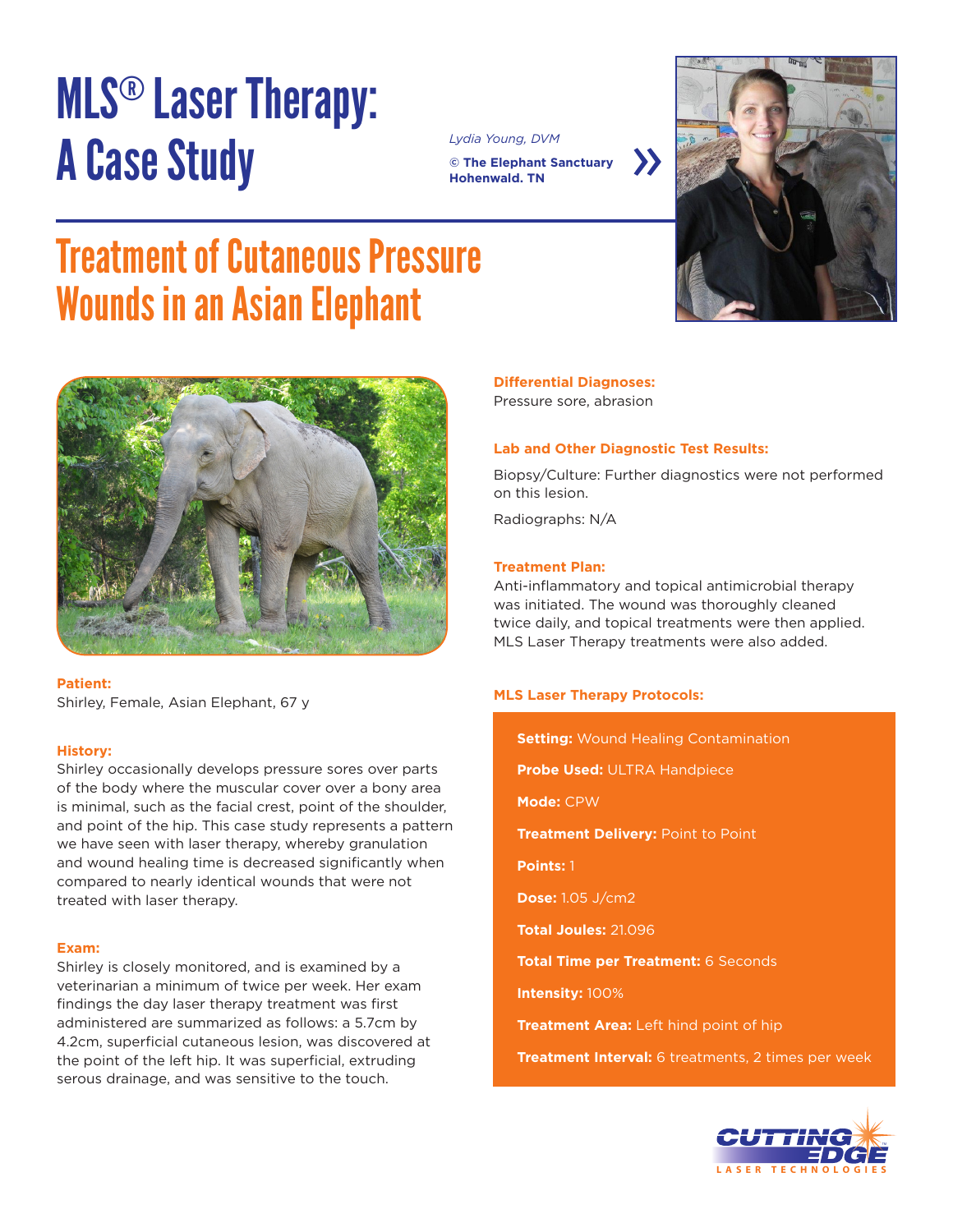# MLS® Laser Therapy: A Case Study

*Lydia Young, DVM*

**© The Elephant Sanctuary Hohenwald. TN**

## Treatment of Cutaneous Pressure Wounds in an Asian Elephant

**Patient:**
Shirley, Female, Asian Elephant, 67 y

**History:**
Shirley occasionally develops pressure sores over parts of the body where the muscular cover over a bony area is minimal, such as the facial crest, point of the shoulder, and point of the hip. This case study represents a pattern we have seen with laser therapy, whereby granulation and wound healing time is decreased significantly when compared to nearly identical wounds that were not treated with laser therapy.

**Exam:**
Shirley is closely monitored, and is examined by a veterinarian a minimum of twice per week. Her exam findings the day laser therapy treatment was first administered are summarized as follows: a 5.7cm by 4.2cm, superficial cutaneous lesion, was discovered at the point of the left hip. It was superficial, extruding serous drainage, and was sensitive to the touch.

**Differential Diagnoses:**
Pressure sore, abrasion

**Lab and Other Diagnostic Test Results:**

Biopsy/Culture: Further diagnostics were not performed on this lesion.

Radiographs: N/A

**Treatment Plan:**
Anti-inflammatory and topical antimicrobial therapy was initiated. The wound was thoroughly cleaned twice daily, and topical treatments were then applied. MLS Laser Therapy treatments were also added.

**MLS Laser Therapy Protocols:**

**Setting:** Wound Healing Contamination

**Probe Used:** ULTRA Handpiece

**Mode:** CPW

**Treatment Delivery:** Point to Point

**Points:** 1

**Dose:** 1.05 J/cm2

**Total Joules:** 21.096

**Total Time per Treatment:** 6 Seconds

**Intensity:** 100%

**Treatment Area:** Left hind point of hip

**Treatment Interval:** 6 treatments, 2 times per week

CUTTING EDGE LASER TECHNOLOGIES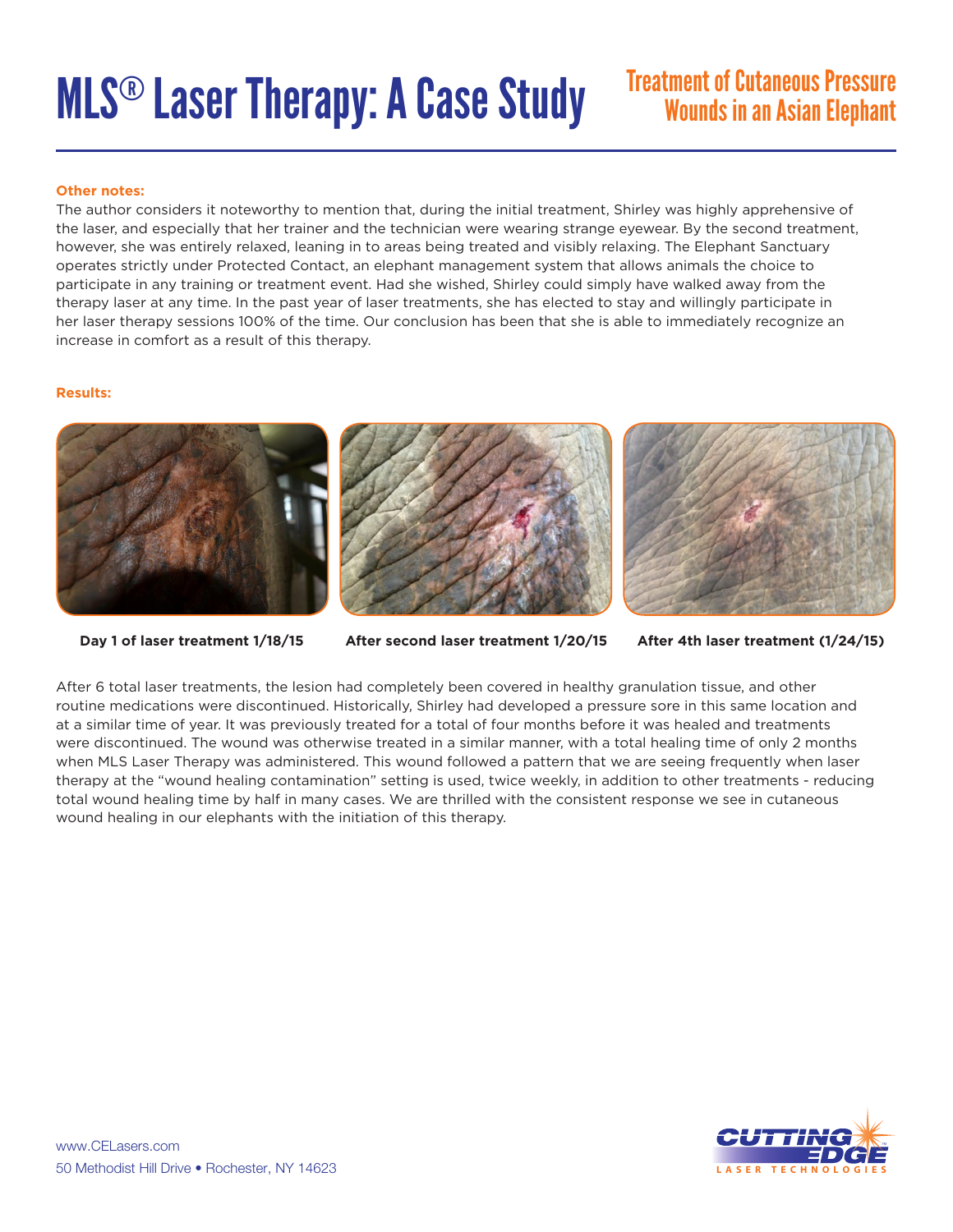# MLS® Laser Therapy: A Case Study

## Treatment of Cutaneous Pressure Wounds in an Asian Elephant

**Other notes:**

The author considers it noteworthy to mention that, during the initial treatment, Shirley was highly apprehensive of the laser, and especially that her trainer and the technician were wearing strange eyewear. By the second treatment, however, she was entirely relaxed, leaning in to areas being treated and visibly relaxing. The Elephant Sanctuary operates strictly under Protected Contact, an elephant management system that allows animals the choice to participate in any training or treatment event. Had she wished, Shirley could simply have walked away from the therapy laser at any time. In the past year of laser treatments, she has elected to stay and willingly participate in her laser therapy sessions 100% of the time. Our conclusion has been that she is able to immediately recognize an increase in comfort as a result of this therapy.

**Results:**

**Day 1 of laser treatment 1/18/15**

**After second laser treatment 1/20/15**

**After 4th laser treatment (1/24/15)**

After 6 total laser treatments, the lesion had completely been covered in healthy granulation tissue, and other routine medications were discontinued. Historically, Shirley had developed a pressure sore in this same location and at a similar time of year. It was previously treated for a total of four months before it was healed and treatments were discontinued. The wound was otherwise treated in a similar manner, with a total healing time of only 2 months when MLS Laser Therapy was administered. This wound followed a pattern that we are seeing frequently when laser therapy at the "wound healing contamination" setting is used, twice weekly, in addition to other treatments - reducing total wound healing time by half in many cases. We are thrilled with the consistent response we see in cutaneous wound healing in our elephants with the initiation of this therapy.

www.CELasers.com
50 Methodist Hill Drive • Rochester, NY 14623